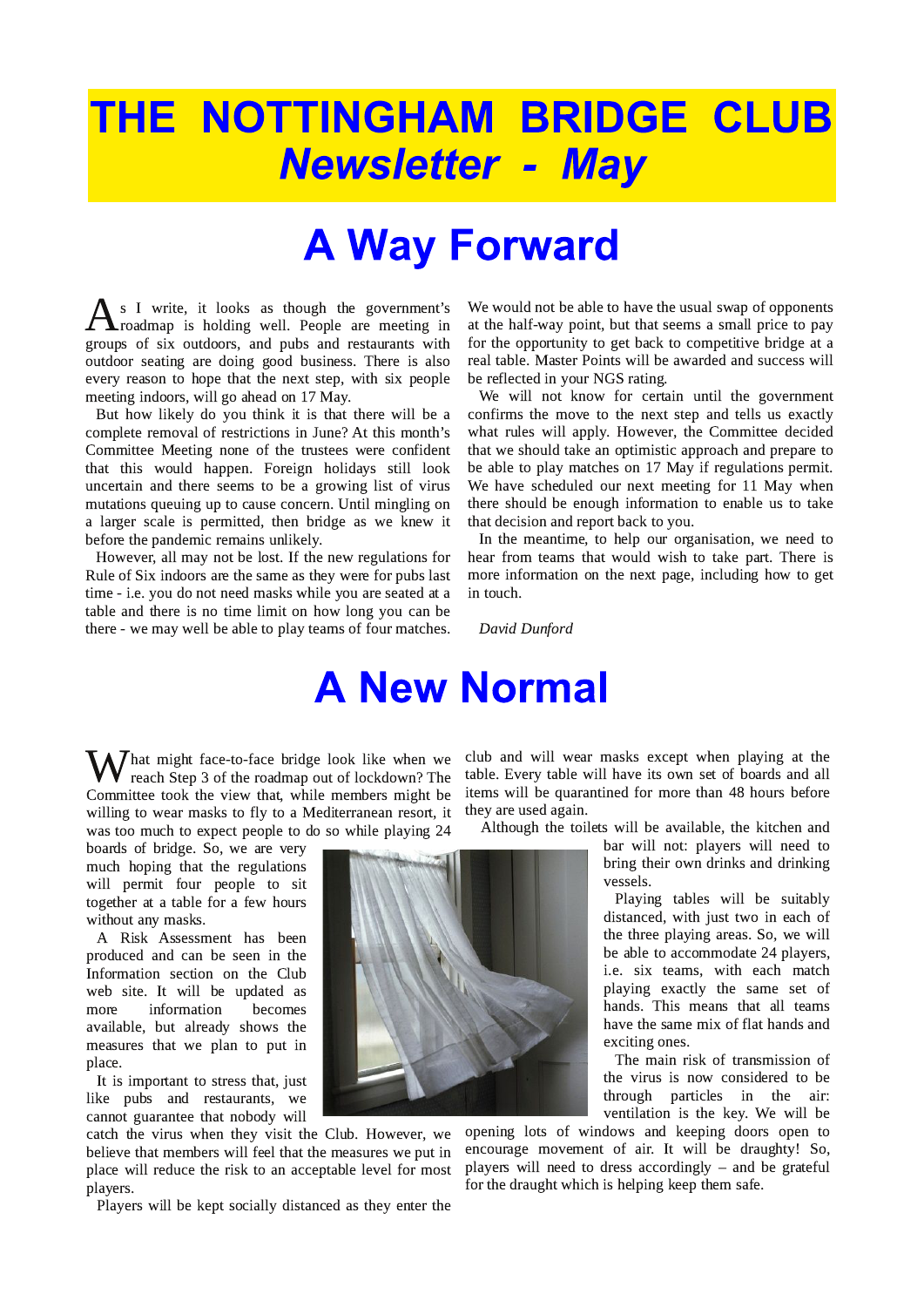# THE NOTTINGHAM BRIDGE CLUB
## *Newsletter - May*

# A Way Forward

As I write, it looks as though the government's roadmap is holding well. People are meeting in groups of six outdoors, and pubs and restaurants with outdoor seating are doing good business. There is also every reason to hope that the next step, with six people meeting indoors, will go ahead on 17 May.

But how likely do you think it is that there will be a complete removal of restrictions in June? At this month's Committee Meeting none of the trustees were confident that this would happen. Foreign holidays still look uncertain and there seems to be a growing list of virus mutations queuing up to cause concern. Until mingling on a larger scale is permitted, then bridge as we knew it before the pandemic remains unlikely.

However, all may not be lost. If the new regulations for Rule of Six indoors are the same as they were for pubs last time - i.e. you do not need masks while you are seated at a table and there is no time limit on how long you can be there - we may well be able to play teams of four matches. We would not be able to have the usual swap of opponents at the half-way point, but that seems a small price to pay for the opportunity to get back to competitive bridge at a real table. Master Points will be awarded and success will be reflected in your NGS rating.

We will not know for certain until the government confirms the move to the next step and tells us exactly what rules will apply. However, the Committee decided that we should take an optimistic approach and prepare to be able to play matches on 17 May if regulations permit. We have scheduled our next meeting for 11 May when there should be enough information to enable us to take that decision and report back to you.

In the meantime, to help our organisation, we need to hear from teams that would wish to take part. There is more information on the next page, including how to get in touch.

*David Dunford*

# A New Normal

What might face-to-face bridge look like when we reach Step 3 of the roadmap out of lockdown? The Committee took the view that, while members might be willing to wear masks to fly to a Mediterranean resort, it was too much to expect people to do so while playing 24 boards of bridge. So, we are very much hoping that the regulations will permit four people to sit together at a table for a few hours without any masks.

A Risk Assessment has been produced and can be seen in the Information section on the Club web site. It will be updated as more information becomes available, but already shows the measures that we plan to put in place.

It is important to stress that, just like pubs and restaurants, we cannot guarantee that nobody will catch the virus when they visit the Club. However, we believe that members will feel that the measures we put in place will reduce the risk to an acceptable level for most players.

Players will be kept socially distanced as they enter the club and will wear masks except when playing at the table. Every table will have its own set of boards and all items will be quarantined for more than 48 hours before they are used again.

Although the toilets will be available, the kitchen and bar will not: players will need to bring their own drinks and drinking vessels.

Playing tables will be suitably distanced, with just two in each of the three playing areas. So, we will be able to accommodate 24 players, i.e. six teams, with each match playing exactly the same set of hands. This means that all teams have the same mix of flat hands and exciting ones.

The main risk of transmission of the virus is now considered to be through particles in the air: ventilation is the key. We will be opening lots of windows and keeping doors open to encourage movement of air. It will be draughty! So, players will need to dress accordingly – and be grateful for the draught which is helping keep them safe.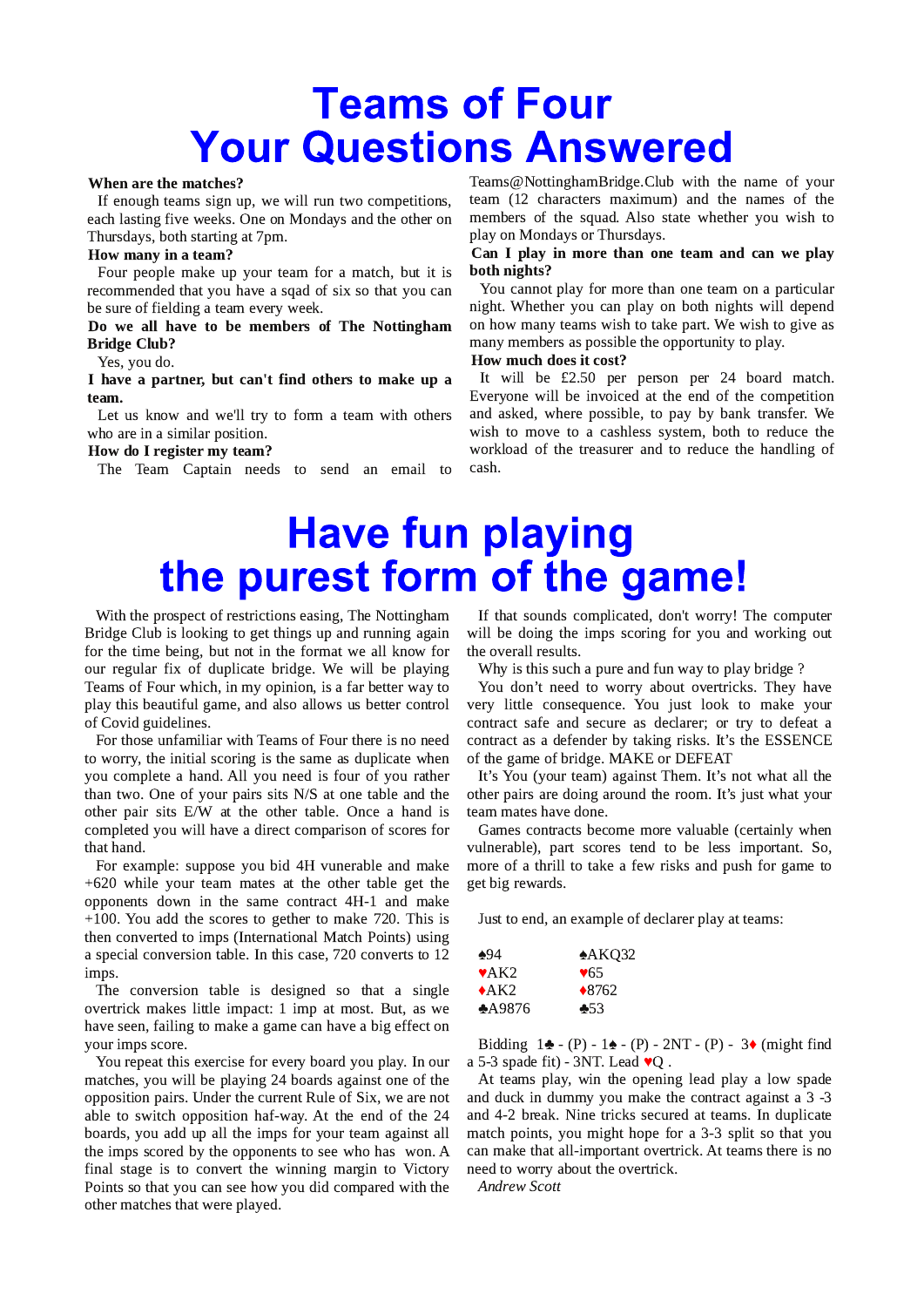# Teams of Four
# Your Questions Answered

**When are the matches?**

If enough teams sign up, we will run two competitions, each lasting five weeks. One on Mondays and the other on Thursdays, both starting at 7pm.

**How many in a team?**

Four people make up your team for a match, but it is recommended that you have a sqad of six so that you can be sure of fielding a team every week.

**Do we all have to be members of The Nottingham Bridge Club?**

Yes, you do.

**I have a partner, but can't find others to make up a team.**

Let us know and we'll try to form a team with others who are in a similar position.

**How do I register my team?**

The Team Captain needs to send an email to Teams@NottinghamBridge.Club with the name of your team (12 characters maximum) and the names of the members of the squad. Also state whether you wish to play on Mondays or Thursdays.

**Can I play in more than one team and can we play both nights?**

You cannot play for more than one team on a particular night. Whether you can play on both nights will depend on how many teams wish to take part. We wish to give as many members as possible the opportunity to play.

**How much does it cost?**

It will be £2.50 per person per 24 board match. Everyone will be invoiced at the end of the competition and asked, where possible, to pay by bank transfer. We wish to move to a cashless system, both to reduce the workload of the treasurer and to reduce the handling of cash.

# Have fun playing the purest form of the game!

With the prospect of restrictions easing, The Nottingham Bridge Club is looking to get things up and running again for the time being, but not in the format we all know for our regular fix of duplicate bridge. We will be playing Teams of Four which, in my opinion, is a far better way to play this beautiful game, and also allows us better control of Covid guidelines.

For those unfamiliar with Teams of Four there is no need to worry, the initial scoring is the same as duplicate when you complete a hand. All you need is four of you rather than two. One of your pairs sits N/S at one table and the other pair sits E/W at the other table. Once a hand is completed you will have a direct comparison of scores for that hand.

For example: suppose you bid 4H vunerable and make +620 while your team mates at the other table get the opponents down in the same contract 4H-1 and make +100. You add the scores to gether to make 720. This is then converted to imps (International Match Points) using a special conversion table. In this case, 720 converts to 12 imps.

The conversion table is designed so that a single overtrick makes little impact: 1 imp at most. But, as we have seen, failing to make a game can have a big effect on your imps score.

You repeat this exercise for every board you play. In our matches, you will be playing 24 boards against one of the opposition pairs. Under the current Rule of Six, we are not able to switch opposition haf-way. At the end of the 24 boards, you add up all the imps for your team against all the imps scored by the opponents to see who has won. A final stage is to convert the winning margin to Victory Points so that you can see how you did compared with the other matches that were played.

If that sounds complicated, don't worry! The computer will be doing the imps scoring for you and working out the overall results.

Why is this such a pure and fun way to play bridge ?

You don't need to worry about overtricks. They have very little consequence. You just look to make your contract safe and secure as declarer; or try to defeat a contract as a defender by taking risks. It's the ESSENCE of the game of bridge. MAKE or DEFEAT

It's You (your team) against Them. It's not what all the other pairs are doing around the room. It's just what your team mates have done.

Games contracts become more valuable (certainly when vulnerable), part scores tend to be less important. So, more of a thrill to take a few risks and push for game to get big rewards.

Just to end, an example of declarer play at teams:

| | |
|---|---|
| ♠94 | ♠AKQ32 |
| ♥AK2 | ♥65 |
| ♦AK2 | ♦8762 |
| ♣A9876 | ♣53 |

Bidding 1♣ - (P) - 1♠ - (P) - 2NT - (P) - 3♦ (might find a 5-3 spade fit) - 3NT. Lead ♥Q .

At teams play, win the opening lead play a low spade and duck in dummy you make the contract against a 3 -3 and 4-2 break. Nine tricks secured at teams. In duplicate match points, you might hope for a 3-3 split so that you can make that all-important overtrick. At teams there is no need to worry about the overtrick.

*Andrew Scott*